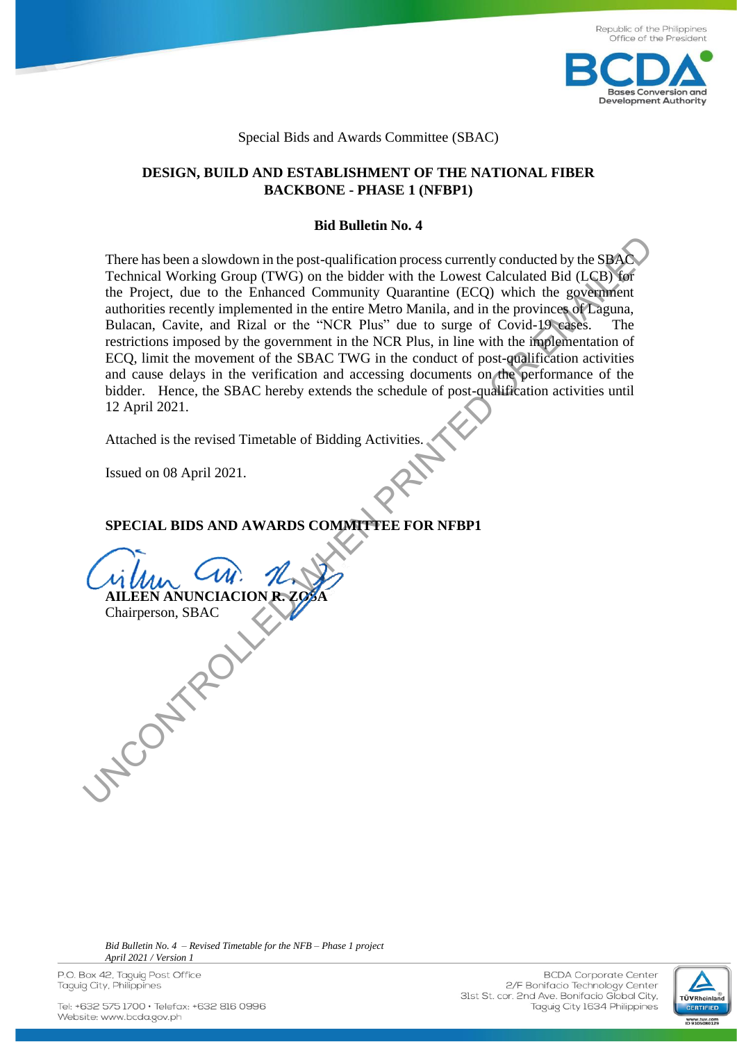Special Bids and Awards Committee (SBAC)

**DESIGN, BUILD AND ESTABLISHMENT OF THE NATIONAL FIBER BACKBONE - PHASE 1 (NFBP1)**

**Bid Bulletin No. 4**

There has been a slowdown in the post-qualification process currently conducted by the SBAC Technical Working Group (TWG) on the bidder with the Lowest Calculated Bid (LCB) for the Project, due to the Enhanced Community Quarantine (ECQ) which the government authorities recently implemented in the entire Metro Manila, and in the provinces of Laguna, Bulacan, Cavite, and Rizal or the "NCR Plus" due to surge of Covid-19 cases. The restrictions imposed by the government in the NCR Plus, in line with the implementation of ECQ, limit the movement of the SBAC TWG in the conduct of post-qualification activities and cause delays in the verification and accessing documents on the performance of the bidder. Hence, the SBAC hereby extends the schedule of post-qualification activities until 12 April 2021.

Attached is the revised Timetable of Bidding Activities.

Issued on 08 April 2021.

**SPECIAL BIDS AND AWARDS COMMITTEE FOR NFBP1**

**AILEEN ANUNCIACION R. ZOSA**
Chairperson, SBAC

*Bid Bulletin No. 4 – Revised Timetable for the NFB – Phase 1 project*
*April 2021 / Version 1*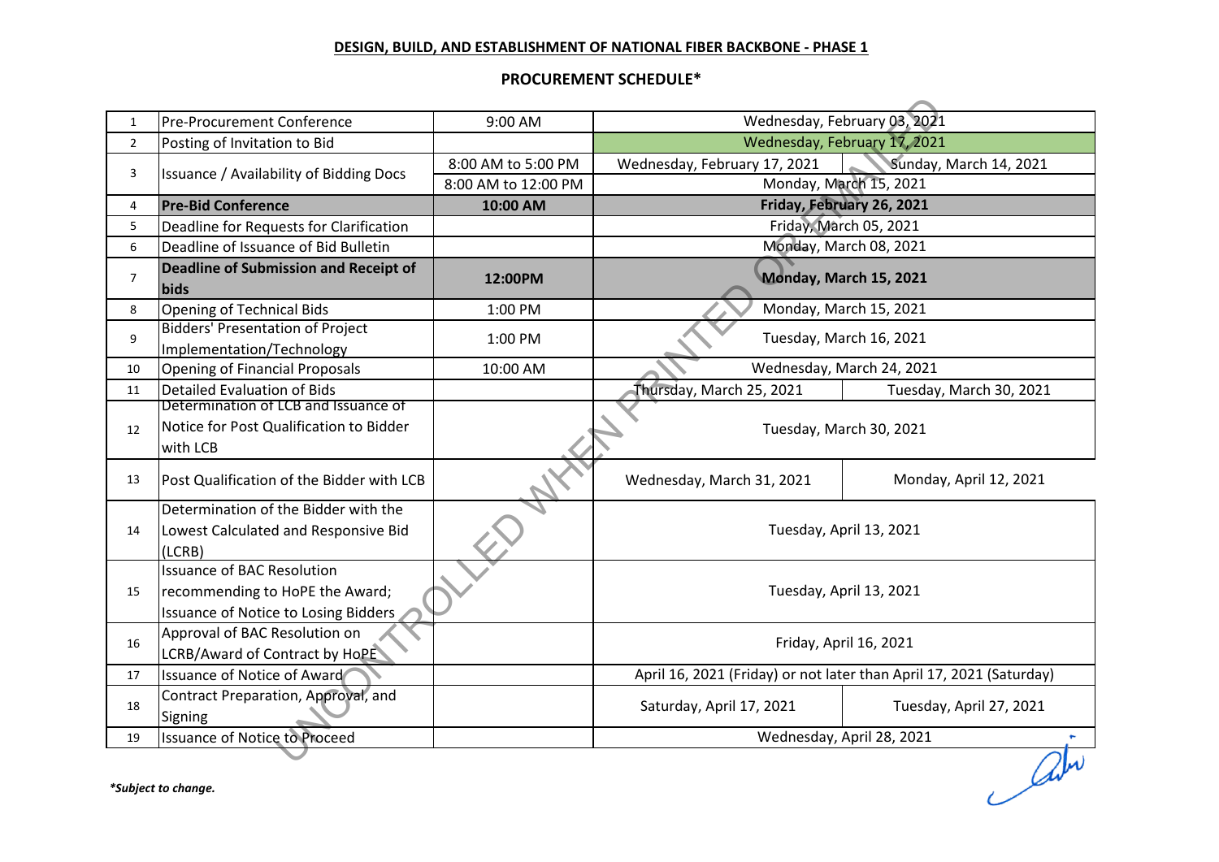**DESIGN, BUILD, AND ESTABLISHMENT OF NATIONAL FIBER BACKBONE - PHASE 1**

**PROCUREMENT SCHEDULE***

| | | | | |
|---|---|---|---|---|
| 1 | Pre-Procurement Conference | 9:00 AM | Wednesday, February 03, 2021 | |
| 2 | Posting of Invitation to Bid | | Wednesday, February 17, 2021 | |
| 3 | Issuance / Availability of Bidding Docs | 8:00 AM to 5:00 PM | Wednesday, February 17, 2021 | Sunday, March 14, 2021 |
| | | 8:00 AM to 12:00 PM | Monday, March 15, 2021 | |
| 4 | **Pre-Bid Conference** | **10:00 AM** | **Friday, February 26, 2021** | |
| 5 | Deadline for Requests for Clarification | | Friday, March 05, 2021 | |
| 6 | Deadline of Issuance of Bid Bulletin | | Monday, March 08, 2021 | |
| 7 | **Deadline of Submission and Receipt of bids** | **12:00PM** | **Monday, March 15, 2021** | |
| 8 | Opening of Technical Bids | 1:00 PM | Monday, March 15, 2021 | |
| 9 | Bidders' Presentation of Project Implementation/Technology | 1:00 PM | Tuesday, March 16, 2021 | |
| 10 | Opening of Financial Proposals | 10:00 AM | Wednesday, March 24, 2021 | |
| 11 | Detailed Evaluation of Bids | | Thursday, March 25, 2021 | Tuesday, March 30, 2021 |
| 12 | Determination of LCB and Issuance of Notice for Post Qualification to Bidder with LCB | | Tuesday, March 30, 2021 | |
| 13 | Post Qualification of the Bidder with LCB | | Wednesday, March 31, 2021 | Monday, April 12, 2021 |
| 14 | Determination of the Bidder with the Lowest Calculated and Responsive Bid (LCRB) | | Tuesday, April 13, 2021 | |
| 15 | Issuance of BAC Resolution recommending to HoPE the Award; Issuance of Notice to Losing Bidders | | Tuesday, April 13, 2021 | |
| 16 | Approval of BAC Resolution on LCRB/Award of Contract by HoPE | | Friday, April 16, 2021 | |
| 17 | Issuance of Notice of Award | | April 16, 2021 (Friday) or not later than April 17, 2021 (Saturday) | |
| 18 | Contract Preparation, Approval, and Signing | | Saturday, April 17, 2021 | Tuesday, April 27, 2021 |
| 19 | Issuance of Notice to Proceed | | Wednesday, April 28, 2021 | |

UNCONTROLLED WHEN PRINTED OR EMAILED

***Subject to change.***